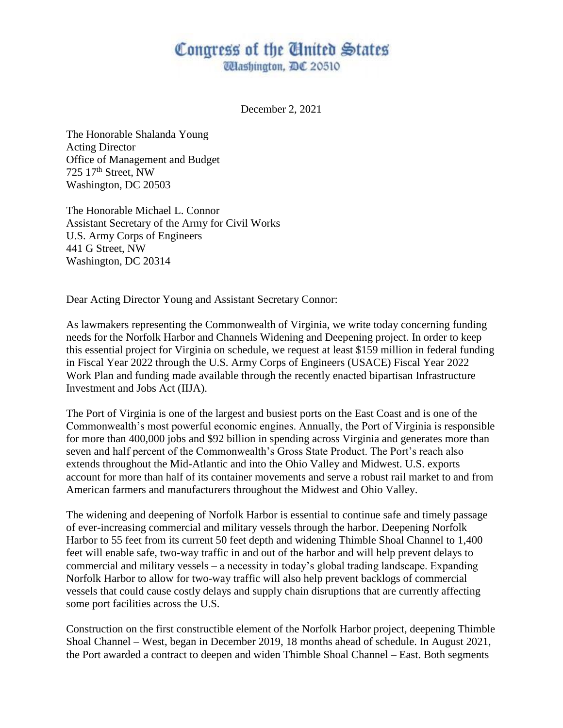# Congress of the United States
Washington, DC 20510

December 2, 2021

The Honorable Shalanda Young
Acting Director
Office of Management and Budget
725 17th Street, NW
Washington, DC 20503

The Honorable Michael L. Connor
Assistant Secretary of the Army for Civil Works
U.S. Army Corps of Engineers
441 G Street, NW
Washington, DC 20314

Dear Acting Director Young and Assistant Secretary Connor:

As lawmakers representing the Commonwealth of Virginia, we write today concerning funding needs for the Norfolk Harbor and Channels Widening and Deepening project. In order to keep this essential project for Virginia on schedule, we request at least $159 million in federal funding in Fiscal Year 2022 through the U.S. Army Corps of Engineers (USACE) Fiscal Year 2022 Work Plan and funding made available through the recently enacted bipartisan Infrastructure Investment and Jobs Act (IIJA).

The Port of Virginia is one of the largest and busiest ports on the East Coast and is one of the Commonwealth's most powerful economic engines. Annually, the Port of Virginia is responsible for more than 400,000 jobs and $92 billion in spending across Virginia and generates more than seven and half percent of the Commonwealth's Gross State Product. The Port's reach also extends throughout the Mid-Atlantic and into the Ohio Valley and Midwest. U.S. exports account for more than half of its container movements and serve a robust rail market to and from American farmers and manufacturers throughout the Midwest and Ohio Valley.

The widening and deepening of Norfolk Harbor is essential to continue safe and timely passage of ever-increasing commercial and military vessels through the harbor. Deepening Norfolk Harbor to 55 feet from its current 50 feet depth and widening Thimble Shoal Channel to 1,400 feet will enable safe, two-way traffic in and out of the harbor and will help prevent delays to commercial and military vessels – a necessity in today's global trading landscape. Expanding Norfolk Harbor to allow for two-way traffic will also help prevent backlogs of commercial vessels that could cause costly delays and supply chain disruptions that are currently affecting some port facilities across the U.S.

Construction on the first constructible element of the Norfolk Harbor project, deepening Thimble Shoal Channel – West, began in December 2019, 18 months ahead of schedule. In August 2021, the Port awarded a contract to deepen and widen Thimble Shoal Channel – East. Both segments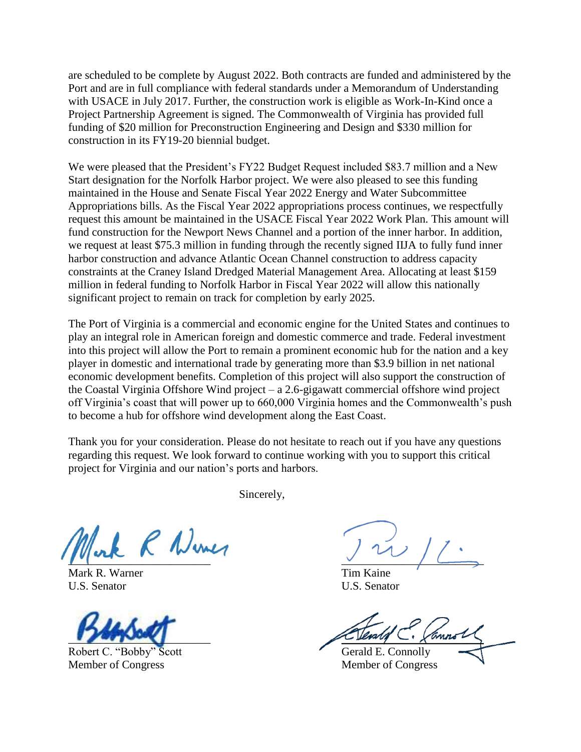are scheduled to be complete by August 2022. Both contracts are funded and administered by the Port and are in full compliance with federal standards under a Memorandum of Understanding with USACE in July 2017. Further, the construction work is eligible as Work-In-Kind once a Project Partnership Agreement is signed. The Commonwealth of Virginia has provided full funding of $20 million for Preconstruction Engineering and Design and $330 million for construction in its FY19-20 biennial budget.

We were pleased that the President's FY22 Budget Request included $83.7 million and a New Start designation for the Norfolk Harbor project. We were also pleased to see this funding maintained in the House and Senate Fiscal Year 2022 Energy and Water Subcommittee Appropriations bills. As the Fiscal Year 2022 appropriations process continues, we respectfully request this amount be maintained in the USACE Fiscal Year 2022 Work Plan. This amount will fund construction for the Newport News Channel and a portion of the inner harbor. In addition, we request at least $75.3 million in funding through the recently signed IIJA to fully fund inner harbor construction and advance Atlantic Ocean Channel construction to address capacity constraints at the Craney Island Dredged Material Management Area. Allocating at least $159 million in federal funding to Norfolk Harbor in Fiscal Year 2022 will allow this nationally significant project to remain on track for completion by early 2025.

The Port of Virginia is a commercial and economic engine for the United States and continues to play an integral role in American foreign and domestic commerce and trade. Federal investment into this project will allow the Port to remain a prominent economic hub for the nation and a key player in domestic and international trade by generating more than $3.9 billion in net national economic development benefits. Completion of this project will also support the construction of the Coastal Virginia Offshore Wind project – a 2.6-gigawatt commercial offshore wind project off Virginia's coast that will power up to 660,000 Virginia homes and the Commonwealth's push to become a hub for offshore wind development along the East Coast.

Thank you for your consideration. Please do not hesitate to reach out if you have any questions regarding this request. We look forward to continue working with you to support this critical project for Virginia and our nation's ports and harbors.

Sincerely,

Mark R. Warner
U.S. Senator

Tim Kaine
U.S. Senator

Robert C. "Bobby" Scott
Member of Congress

Gerald E. Connolly
Member of Congress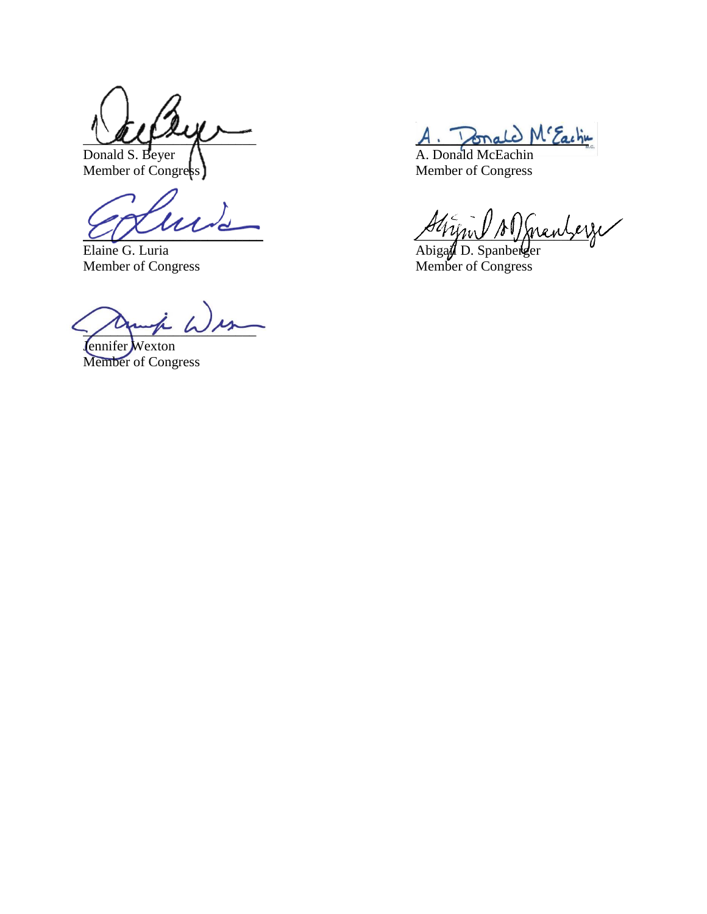Donald S. Beyer
Member of Congress

A. Donald McEachin
Member of Congress

Elaine G. Luria
Member of Congress

Abigail D. Spanberger
Member of Congress

Jennifer Wexton
Member of Congress